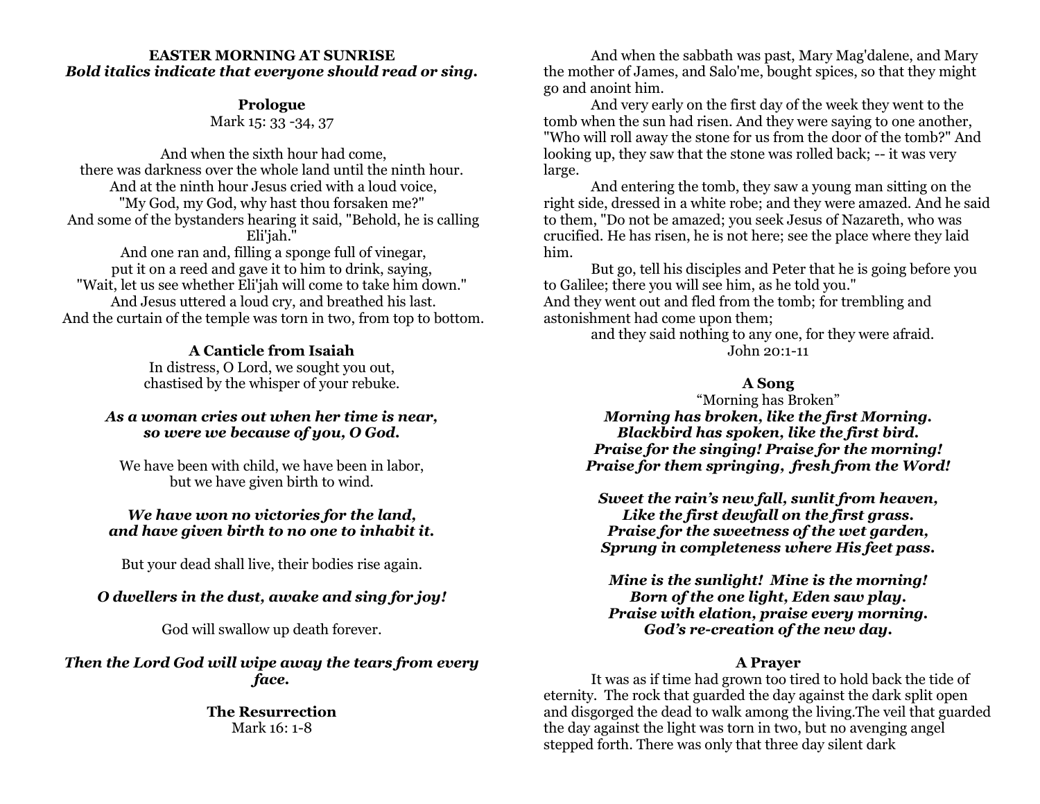**EASTER MORNING AT SUNRISE**

***Bold italics indicate that everyone should read or sing.***

**Prologue**

Mark 15: 33 -34, 37

And when the sixth hour had come,
there was darkness over the whole land until the ninth hour.
And at the ninth hour Jesus cried with a loud voice,
"My God, my God, why hast thou forsaken me?"
And some of the bystanders hearing it said, "Behold, he is calling Eli'jah."
And one ran and, filling a sponge full of vinegar,
put it on a reed and gave it to him to drink, saying,
"Wait, let us see whether Eli'jah will come to take him down."
And Jesus uttered a loud cry, and breathed his last.
And the curtain of the temple was torn in two, from top to bottom.

**A Canticle from Isaiah**

In distress, O Lord, we sought you out,
chastised by the whisper of your rebuke.

***As a woman cries out when her time is near,***
***so were we because of you, O God.***

We have been with child, we have been in labor,
but we have given birth to wind.

***We have won no victories for the land,***
***and have given birth to no one to inhabit it.***

But your dead shall live, their bodies rise again.

***O dwellers in the dust, awake and sing for joy!***

God will swallow up death forever.

***Then the Lord God will wipe away the tears from every face.***

**The Resurrection**

Mark 16: 1-8

And when the sabbath was past, Mary Mag'dalene, and Mary the mother of James, and Salo'me, bought spices, so that they might go and anoint him.

And very early on the first day of the week they went to the tomb when the sun had risen. And they were saying to one another, "Who will roll away the stone for us from the door of the tomb?" And looking up, they saw that the stone was rolled back; -- it was very large.

And entering the tomb, they saw a young man sitting on the right side, dressed in a white robe; and they were amazed. And he said to them, "Do not be amazed; you seek Jesus of Nazareth, who was crucified. He has risen, he is not here; see the place where they laid him.

But go, tell his disciples and Peter that he is going before you to Galilee; there you will see him, as he told you."
And they went out and fled from the tomb; for trembling and astonishment had come upon them;

and they said nothing to any one, for they were afraid.

John 20:1-11

**A Song**

"Morning has Broken"

***Morning has broken, like the first Morning.***
***Blackbird has spoken, like the first bird.***
***Praise for the singing! Praise for the morning!***
***Praise for them springing, fresh from the Word!***

***Sweet the rain's new fall, sunlit from heaven,***
***Like the first dewfall on the first grass.***
***Praise for the sweetness of the wet garden,***
***Sprung in completeness where His feet pass.***

***Mine is the sunlight! Mine is the morning!***
***Born of the one light, Eden saw play.***
***Praise with elation, praise every morning.***
***God's re-creation of the new day.***

**A Prayer**

It was as if time had grown too tired to hold back the tide of eternity. The rock that guarded the day against the dark split open and disgorged the dead to walk among the living.The veil that guarded the day against the light was torn in two, but no avenging angel stepped forth. There was only that three day silent dark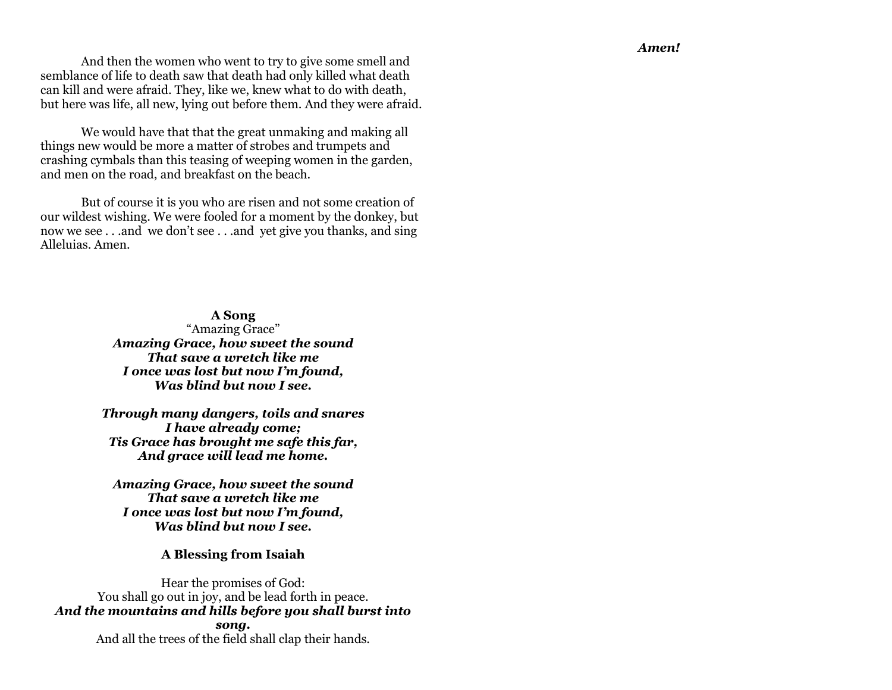And then the women who went to try to give some smell and semblance of life to death saw that death had only killed what death can kill and were afraid. They, like we, knew what to do with death, but here was life, all new, lying out before them. And they were afraid.

We would have that that the great unmaking and making all things new would be more a matter of strobes and trumpets and crashing cymbals than this teasing of weeping women in the garden, and men on the road, and breakfast on the beach.

But of course it is you who are risen and not some creation of our wildest wishing. We were fooled for a moment by the donkey, but now we see . . .and we don't see . . .and yet give you thanks, and sing Alleluias. Amen.

**A Song**

"Amazing Grace"

***Amazing Grace, how sweet the sound***
***That save a wretch like me***
***I once was lost but now I'm found,***
***Was blind but now I see.***

***Through many dangers, toils and snares***
***I have already come;***
***Tis Grace has brought me safe this far,***
***And grace will lead me home.***

***Amazing Grace, how sweet the sound***
***That save a wretch like me***
***I once was lost but now I'm found,***
***Was blind but now I see.***

**A Blessing from Isaiah**

Hear the promises of God:
You shall go out in joy, and be lead forth in peace.
***And the mountains and hills before you shall burst into song.***
And all the trees of the field shall clap their hands.

***Amen!***